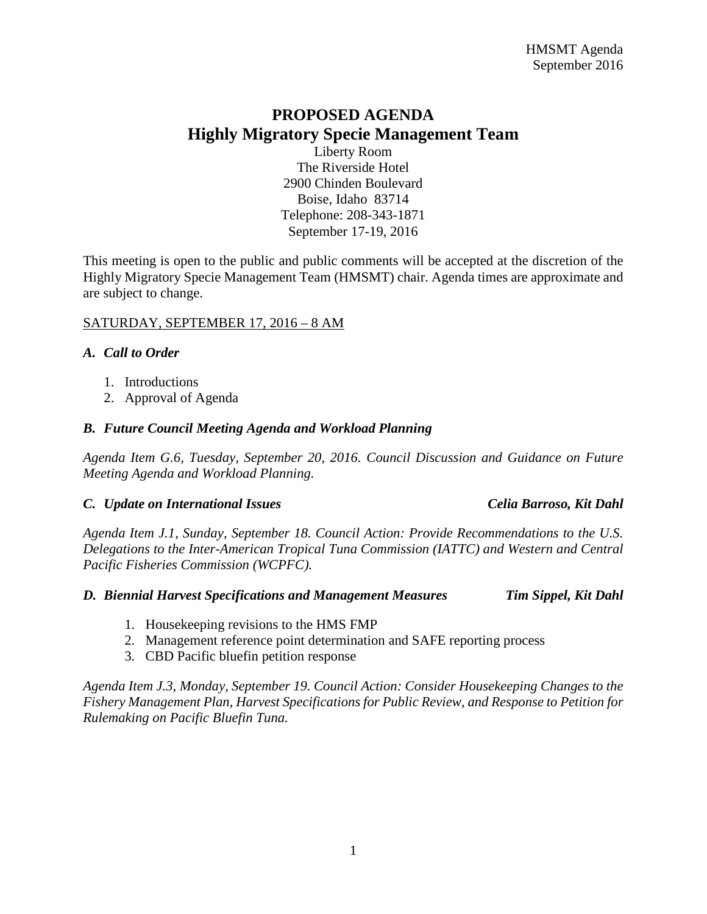# PROPOSED AGENDA
## Highly Migratory Specie Management Team

Liberty Room
The Riverside Hotel
2900 Chinden Boulevard
Boise, Idaho 83714
Telephone: 208-343-1871
September 17-19, 2016

This meeting is open to the public and public comments will be accepted at the discretion of the Highly Migratory Specie Management Team (HMSMT) chair. Agenda times are approximate and are subject to change.

SATURDAY, SEPTEMBER 17, 2016 – 8 AM

### *A. Call to Order*

1. Introductions
2. Approval of Agenda

### *B. Future Council Meeting Agenda and Workload Planning*

*Agenda Item G.6, Tuesday, September 20, 2016. Council Discussion and Guidance on Future Meeting Agenda and Workload Planning.*

### *C. Update on International Issues* — *Celia Barroso, Kit Dahl*

*Agenda Item J.1, Sunday, September 18. Council Action: Provide Recommendations to the U.S. Delegations to the Inter-American Tropical Tuna Commission (IATTC) and Western and Central Pacific Fisheries Commission (WCPFC).*

### *D. Biennial Harvest Specifications and Management Measures* — *Tim Sippel, Kit Dahl*

1. Housekeeping revisions to the HMS FMP
2. Management reference point determination and SAFE reporting process
3. CBD Pacific bluefin petition response

*Agenda Item J.3, Monday, September 19. Council Action: Consider Housekeeping Changes to the Fishery Management Plan, Harvest Specifications for Public Review, and Response to Petition for Rulemaking on Pacific Bluefin Tuna.*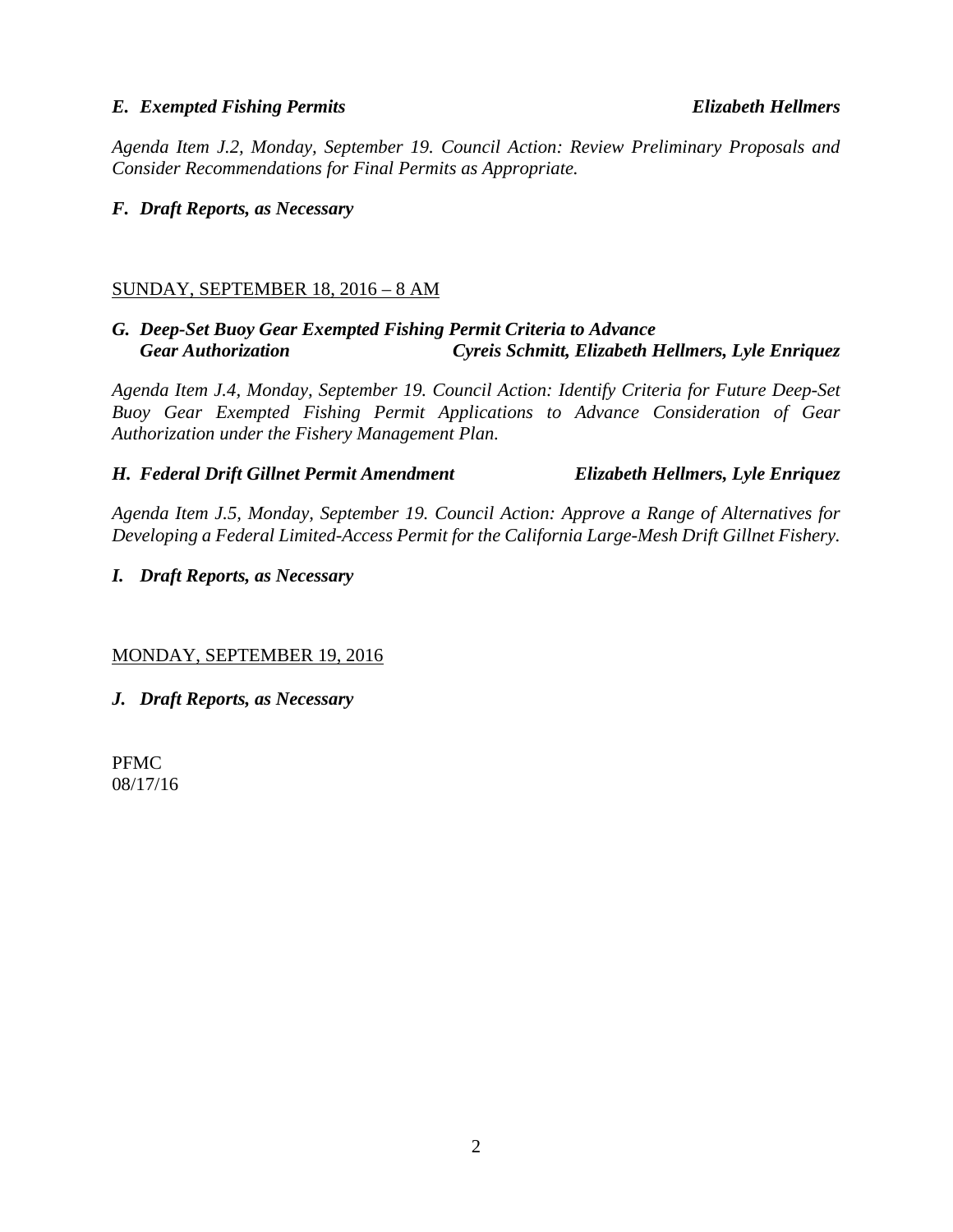***E. Exempted Fishing Permits*** ***Elizabeth Hellmers***

*Agenda Item J.2, Monday, September 19. Council Action: Review Preliminary Proposals and Consider Recommendations for Final Permits as Appropriate.*

***F. Draft Reports, as Necessary***

SUNDAY, SEPTEMBER 18, 2016 – 8 AM

***G. Deep-Set Buoy Gear Exempted Fishing Permit Criteria to Advance Gear Authorization*** ***Cyreis Schmitt, Elizabeth Hellmers, Lyle Enriquez***

*Agenda Item J.4, Monday, September 19. Council Action: Identify Criteria for Future Deep-Set Buoy Gear Exempted Fishing Permit Applications to Advance Consideration of Gear Authorization under the Fishery Management Plan.*

***H. Federal Drift Gillnet Permit Amendment*** ***Elizabeth Hellmers, Lyle Enriquez***

*Agenda Item J.5, Monday, September 19. Council Action: Approve a Range of Alternatives for Developing a Federal Limited-Access Permit for the California Large-Mesh Drift Gillnet Fishery.*

***I. Draft Reports, as Necessary***

MONDAY, SEPTEMBER 19, 2016

***J. Draft Reports, as Necessary***

PFMC
08/17/16